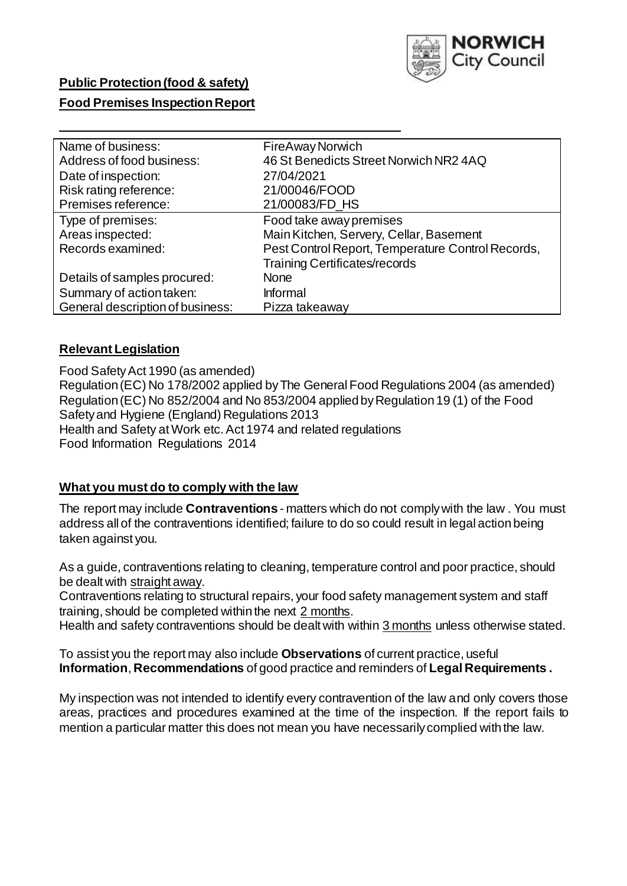**Public Protection (food & safety)**

**Food Premises Inspection Report**

| Name of business: | FireAway Norwich |
|---|---|
| Address of food business: | 46 St Benedicts Street Norwich NR2 4AQ |
| Date of inspection: | 27/04/2021 |
| Risk rating reference: | 21/00046/FOOD |
| Premises reference: | 21/00083/FD_HS |
| Type of premises: | Food take away premises |
| Areas inspected: | Main Kitchen, Servery, Cellar, Basement |
| Records examined: | Pest Control Report, Temperature Control Records, Training Certificates/records |
| Details of samples procured: | None |
| Summary of action taken: | Informal |
| General description of business: | Pizza takeaway |

## Relevant Legislation

Food Safety Act 1990 (as amended)
Regulation (EC) No 178/2002 applied by The General Food Regulations 2004 (as amended)
Regulation (EC) No 852/2004 and No 853/2004 applied by Regulation 19 (1) of the Food Safety and Hygiene (England) Regulations 2013
Health and Safety at Work etc. Act 1974 and related regulations
Food Information Regulations 2014

## What you must do to comply with the law

The report may include **Contraventions** - matters which do not comply with the law . You must address all of the contraventions identified; failure to do so could result in legal action being taken against you.

As a guide, contraventions relating to cleaning, temperature control and poor practice, should be dealt with straight away.

Contraventions relating to structural repairs, your food safety management system and staff training, should be completed within the next 2 months.

Health and safety contraventions should be dealt with within 3 months unless otherwise stated.

To assist you the report may also include **Observations** of current practice, useful **Information**, **Recommendations** of good practice and reminders of **Legal Requirements .**

My inspection was not intended to identify every contravention of the law and only covers those areas, practices and procedures examined at the time of the inspection. If the report fails to mention a particular matter this does not mean you have necessarily complied with the law.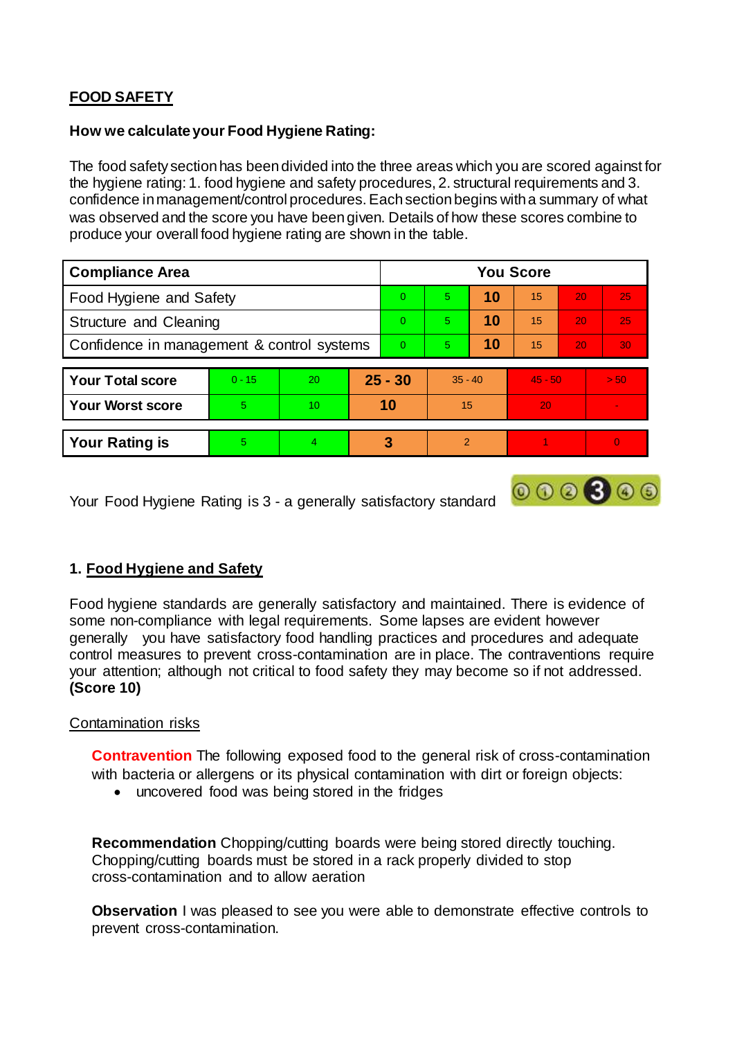## FOOD SAFETY

**How we calculate your Food Hygiene Rating:**

The food safety section has been divided into the three areas which you are scored against for the hygiene rating: 1. food hygiene and safety procedures, 2. structural requirements and 3. confidence in management/control procedures. Each section begins with a summary of what was observed and the score you have been given. Details of how these scores combine to produce your overall food hygiene rating are shown in the table.

| Compliance Area | You Score | | | | | |
|---|---|---|---|---|---|---|
| Food Hygiene and Safety | 0 | 5 | **10** | 15 | 20 | 25 |
| Structure and Cleaning | 0 | 5 | **10** | 15 | 20 | 25 |
| Confidence in management & control systems | 0 | 5 | **10** | 15 | 20 | 30 |

| | | | | | | |
|---|---|---|---|---|---|---|
| **Your Total score** | 0 - 15 | 20 | **25 - 30** | 35 - 40 | 45 - 50 | > 50 |
| **Your Worst score** | 5 | 10 | **10** | 15 | 20 | - |

| | | | | | | |
|---|---|---|---|---|---|---|
| **Your Rating is** | 5 | 4 | **3** | 2 | 1 | 0 |

Your Food Hygiene Rating is 3 - a generally satisfactory standard

### 1. Food Hygiene and Safety

Food hygiene standards are generally satisfactory and maintained. There is evidence of some non-compliance with legal requirements. Some lapses are evident however generally you have satisfactory food handling practices and procedures and adequate control measures to prevent cross-contamination are in place. The contraventions require your attention; although not critical to food safety they may become so if not addressed. **(Score 10)**

Contamination risks

**Contravention** The following exposed food to the general risk of cross-contamination with bacteria or allergens or its physical contamination with dirt or foreign objects:

- uncovered food was being stored in the fridges

**Recommendation** Chopping/cutting boards were being stored directly touching. Chopping/cutting boards must be stored in a rack properly divided to stop cross-contamination and to allow aeration

**Observation** I was pleased to see you were able to demonstrate effective controls to prevent cross-contamination.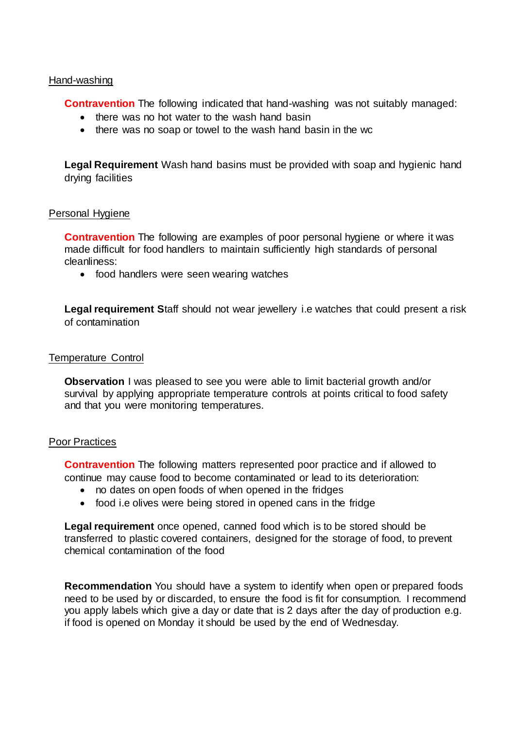Hand-washing

**Contravention** The following indicated that hand-washing was not suitably managed:

- there was no hot water to the wash hand basin
- there was no soap or towel to the wash hand basin in the wc

**Legal Requirement** Wash hand basins must be provided with soap and hygienic hand drying facilities

Personal Hygiene

**Contravention** The following are examples of poor personal hygiene or where it was made difficult for food handlers to maintain sufficiently high standards of personal cleanliness:

- food handlers were seen wearing watches

**Legal requirement S**taff should not wear jewellery i.e watches that could present a risk of contamination

Temperature Control

**Observation** I was pleased to see you were able to limit bacterial growth and/or survival by applying appropriate temperature controls at points critical to food safety and that you were monitoring temperatures.

Poor Practices

**Contravention** The following matters represented poor practice and if allowed to continue may cause food to become contaminated or lead to its deterioration:

- no dates on open foods of when opened in the fridges
- food i.e olives were being stored in opened cans in the fridge

**Legal requirement** once opened, canned food which is to be stored should be transferred to plastic covered containers, designed for the storage of food, to prevent chemical contamination of the food

**Recommendation** You should have a system to identify when open or prepared foods need to be used by or discarded, to ensure the food is fit for consumption. I recommend you apply labels which give a day or date that is 2 days after the day of production e.g. if food is opened on Monday it should be used by the end of Wednesday.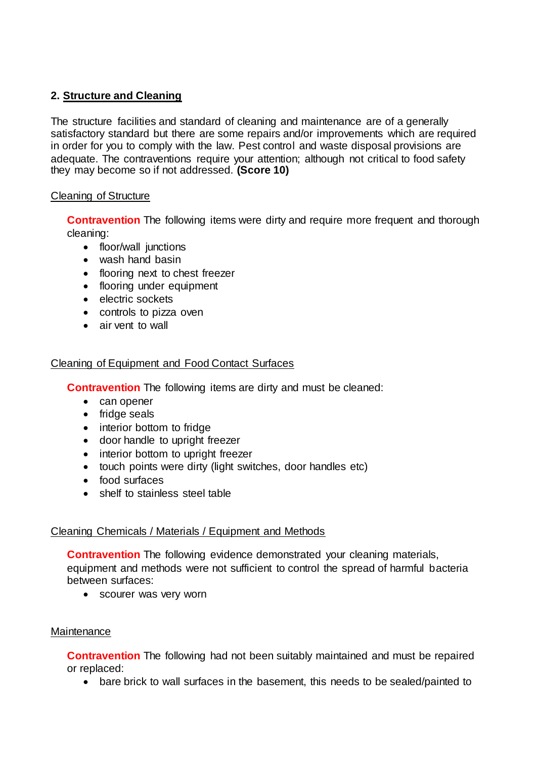## 2. Structure and Cleaning

The structure facilities and standard of cleaning and maintenance are of a generally satisfactory standard but there are some repairs and/or improvements which are required in order for you to comply with the law. Pest control and waste disposal provisions are adequate. The contraventions require your attention; although not critical to food safety they may become so if not addressed. **(Score 10)**

### Cleaning of Structure

**Contravention** The following items were dirty and require more frequent and thorough cleaning:

- floor/wall junctions
- wash hand basin
- flooring next to chest freezer
- flooring under equipment
- electric sockets
- controls to pizza oven
- air vent to wall

### Cleaning of Equipment and Food Contact Surfaces

**Contravention** The following items are dirty and must be cleaned:

- can opener
- fridge seals
- interior bottom to fridge
- door handle to upright freezer
- interior bottom to upright freezer
- touch points were dirty (light switches, door handles etc)
- food surfaces
- shelf to stainless steel table

### Cleaning Chemicals / Materials / Equipment and Methods

**Contravention** The following evidence demonstrated your cleaning materials, equipment and methods were not sufficient to control the spread of harmful bacteria between surfaces:

- scourer was very worn

### Maintenance

**Contravention** The following had not been suitably maintained and must be repaired or replaced:

- bare brick to wall surfaces in the basement, this needs to be sealed/painted to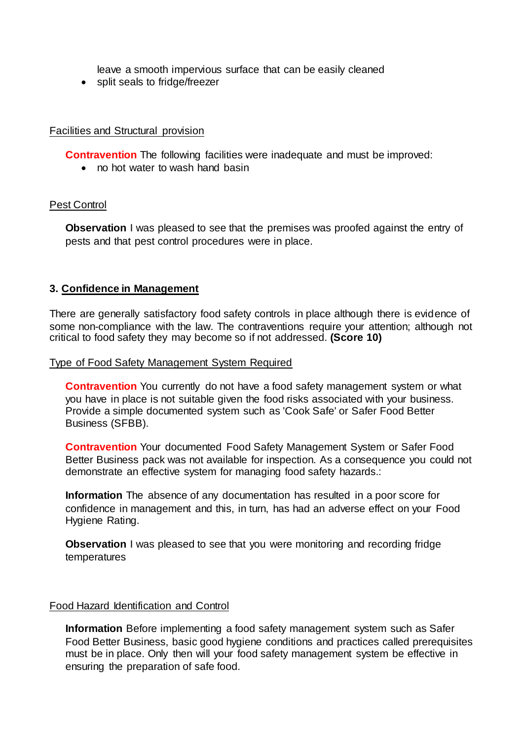leave a smooth impervious surface that can be easily cleaned

- split seals to fridge/freezer

Facilities and Structural provision

**Contravention** The following facilities were inadequate and must be improved:

- no hot water to wash hand basin

Pest Control

**Observation** I was pleased to see that the premises was proofed against the entry of pests and that pest control procedures were in place.

## 3. Confidence in Management

There are generally satisfactory food safety controls in place although there is evidence of some non-compliance with the law. The contraventions require your attention; although not critical to food safety they may become so if not addressed. **(Score 10)**

Type of Food Safety Management System Required

**Contravention** You currently do not have a food safety management system or what you have in place is not suitable given the food risks associated with your business. Provide a simple documented system such as 'Cook Safe' or Safer Food Better Business (SFBB).

**Contravention** Your documented Food Safety Management System or Safer Food Better Business pack was not available for inspection. As a consequence you could not demonstrate an effective system for managing food safety hazards.:

**Information** The absence of any documentation has resulted in a poor score for confidence in management and this, in turn, has had an adverse effect on your Food Hygiene Rating.

**Observation** I was pleased to see that you were monitoring and recording fridge temperatures

Food Hazard Identification and Control

**Information** Before implementing a food safety management system such as Safer Food Better Business, basic good hygiene conditions and practices called prerequisites must be in place. Only then will your food safety management system be effective in ensuring the preparation of safe food.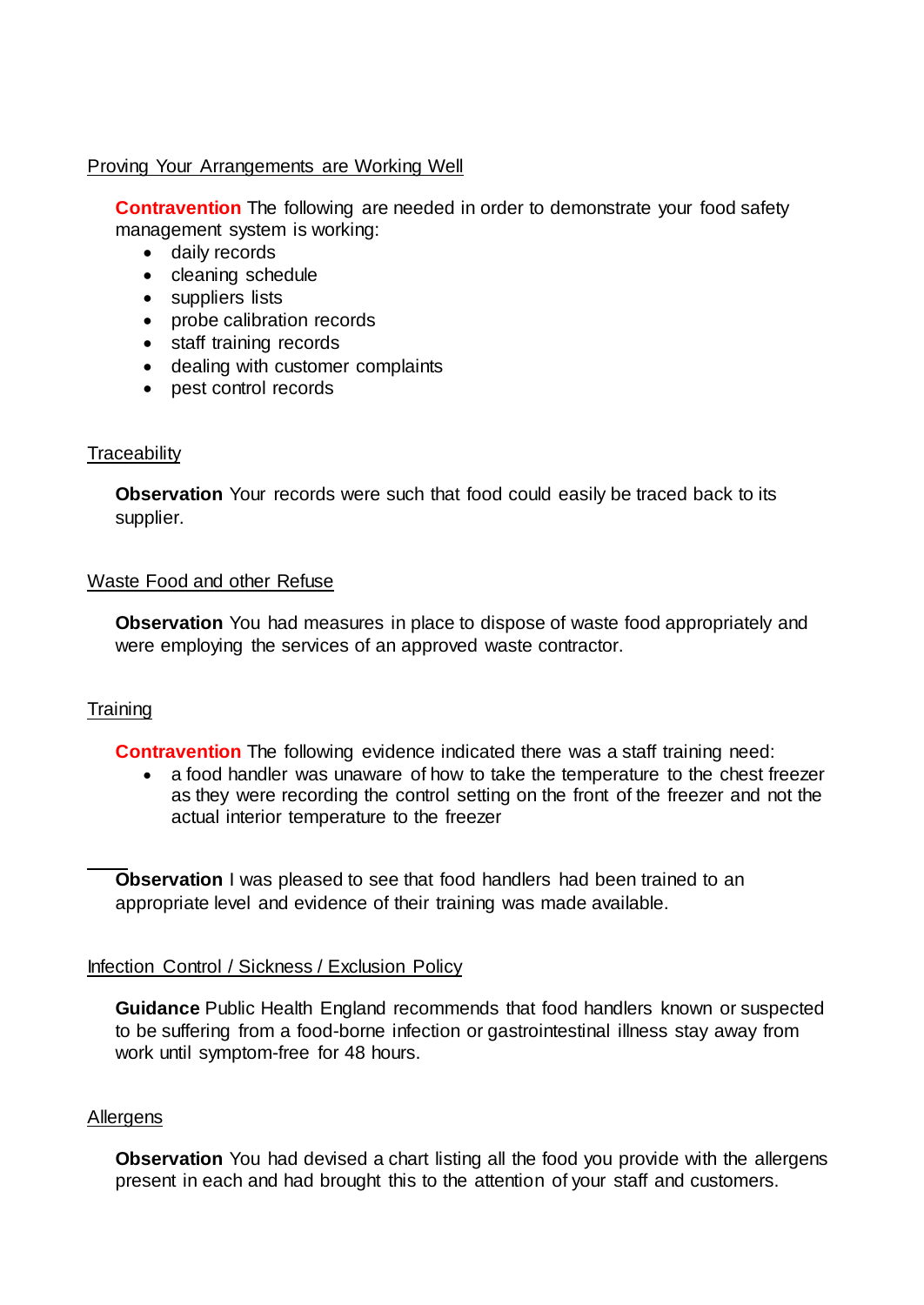## Proving Your Arrangements are Working Well

**Contravention** The following are needed in order to demonstrate your food safety management system is working:

- daily records
- cleaning schedule
- suppliers lists
- probe calibration records
- staff training records
- dealing with customer complaints
- pest control records

## Traceability

**Observation** Your records were such that food could easily be traced back to its supplier.

## Waste Food and other Refuse

**Observation** You had measures in place to dispose of waste food appropriately and were employing the services of an approved waste contractor.

## Training

**Contravention** The following evidence indicated there was a staff training need:

- a food handler was unaware of how to take the temperature to the chest freezer as they were recording the control setting on the front of the freezer and not the actual interior temperature to the freezer

**Observation** I was pleased to see that food handlers had been trained to an appropriate level and evidence of their training was made available.

## Infection Control / Sickness / Exclusion Policy

**Guidance** Public Health England recommends that food handlers known or suspected to be suffering from a food-borne infection or gastrointestinal illness stay away from work until symptom-free for 48 hours.

## Allergens

**Observation** You had devised a chart listing all the food you provide with the allergens present in each and had brought this to the attention of your staff and customers.